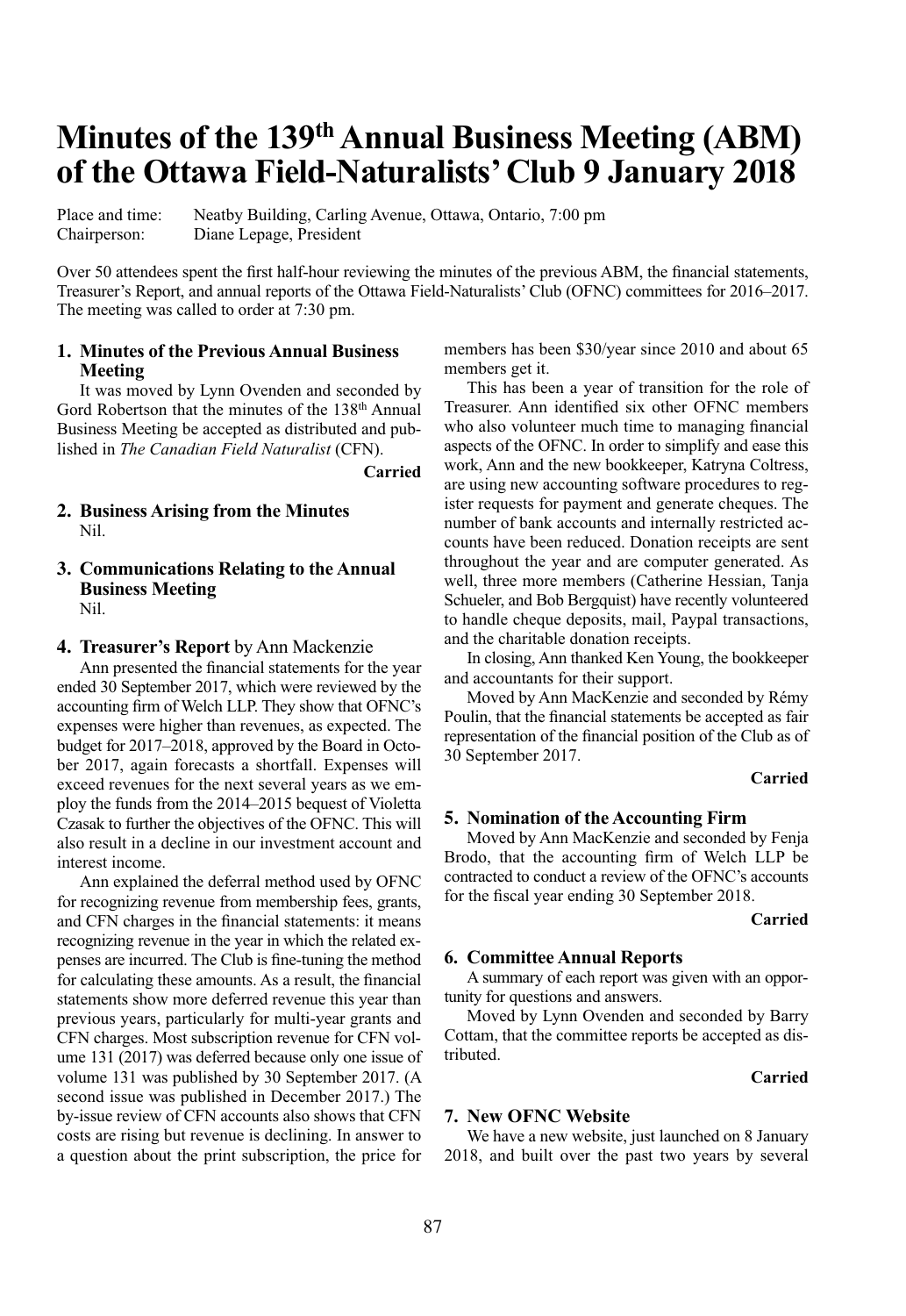# Minutes of the 139th Annual Business Meeting (ABM) of the Ottawa Field-Naturalists' Club 9 January 2018

Place and time: Neatby Building, Carling Avenue, Ottawa, Ontario, 7:00 pm
Chairperson: Diane Lepage, President

Over 50 attendees spent the first half-hour reviewing the minutes of the previous ABM, the financial statements, Treasurer's Report, and annual reports of the Ottawa Field-Naturalists' Club (OFNC) committees for 2016–2017. The meeting was called to order at 7:30 pm.

## 1. Minutes of the Previous Annual Business Meeting

It was moved by Lynn Ovenden and seconded by Gord Robertson that the minutes of the 138th Annual Business Meeting be accepted as distributed and published in *The Canadian Field Naturalist* (CFN).

**Carried**

## 2. Business Arising from the Minutes

Nil.

## 3. Communications Relating to the Annual Business Meeting

Nil.

## 4. Treasurer's Report by Ann Mackenzie

Ann presented the financial statements for the year ended 30 September 2017, which were reviewed by the accounting firm of Welch LLP. They show that OFNC's expenses were higher than revenues, as expected. The budget for 2017–2018, approved by the Board in October 2017, again forecasts a shortfall. Expenses will exceed revenues for the next several years as we employ the funds from the 2014–2015 bequest of Violetta Czasak to further the objectives of the OFNC. This will also result in a decline in our investment account and interest income.

Ann explained the deferral method used by OFNC for recognizing revenue from membership fees, grants, and CFN charges in the financial statements: it means recognizing revenue in the year in which the related expenses are incurred. The Club is fine-tuning the method for calculating these amounts. As a result, the financial statements show more deferred revenue this year than previous years, particularly for multi-year grants and CFN charges. Most subscription revenue for CFN volume 131 (2017) was deferred because only one issue of volume 131 was published by 30 September 2017. (A second issue was published in December 2017.) The by-issue review of CFN accounts also shows that CFN costs are rising but revenue is declining. In answer to a question about the print subscription, the price for members has been $30/year since 2010 and about 65 members get it.

This has been a year of transition for the role of Treasurer. Ann identified six other OFNC members who also volunteer much time to managing financial aspects of the OFNC. In order to simplify and ease this work, Ann and the new bookkeeper, Katryna Coltress, are using new accounting software procedures to register requests for payment and generate cheques. The number of bank accounts and internally restricted accounts have been reduced. Donation receipts are sent throughout the year and are computer generated. As well, three more members (Catherine Hessian, Tanja Schueler, and Bob Bergquist) have recently volunteered to handle cheque deposits, mail, Paypal transactions, and the charitable donation receipts.

In closing, Ann thanked Ken Young, the bookkeeper and accountants for their support.

Moved by Ann MacKenzie and seconded by Rémy Poulin, that the financial statements be accepted as fair representation of the financial position of the Club as of 30 September 2017.

**Carried**

## 5. Nomination of the Accounting Firm

Moved by Ann MacKenzie and seconded by Fenja Brodo, that the accounting firm of Welch LLP be contracted to conduct a review of the OFNC's accounts for the fiscal year ending 30 September 2018.

**Carried**

## 6. Committee Annual Reports

A summary of each report was given with an opportunity for questions and answers.

Moved by Lynn Ovenden and seconded by Barry Cottam, that the committee reports be accepted as distributed.

**Carried**

## 7. New OFNC Website

We have a new website, just launched on 8 January 2018, and built over the past two years by several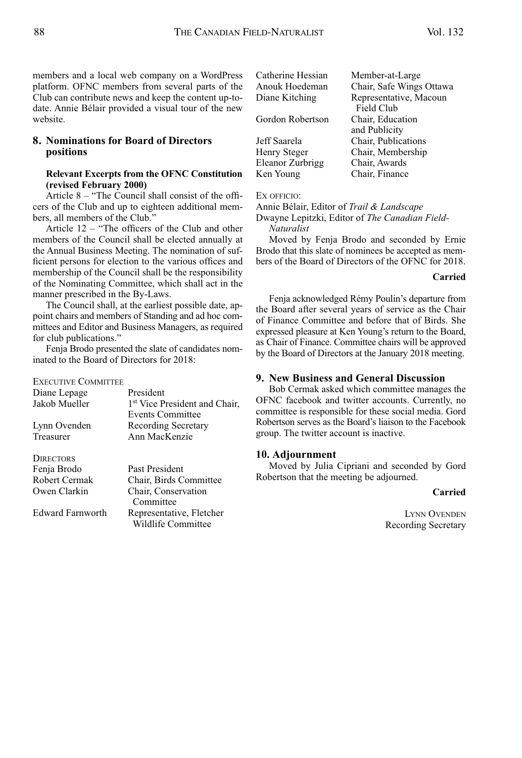members and a local web company on a WordPress platform. OFNC members from several parts of the Club can contribute news and keep the content up-to-date. Annie Bélair provided a visual tour of the new website.

## 8. Nominations for Board of Directors positions

**Relevant Excerpts from the OFNC Constitution (revised February 2000)**

Article 8 – "The Council shall consist of the officers of the Club and up to eighteen additional members, all members of the Club."

Article 12 – "The officers of the Club and other members of the Council shall be elected annually at the Annual Business Meeting. The nomination of sufficient persons for election to the various offices and membership of the Council shall be the responsibility of the Nominating Committee, which shall act in the manner prescribed in the By-Laws.

The Council shall, at the earliest possible date, appoint chairs and members of Standing and ad hoc committees and Editor and Business Managers, as required for club publications."

Fenja Brodo presented the slate of candidates nominated to the Board of Directors for 2018:

EXECUTIVE COMMITTEE

| | |
|---|---|
| Diane Lepage | President |
| Jakob Mueller | 1st Vice President and Chair, Events Committee |
| Lynn Ovenden | Recording Secretary |
| Treasurer | Ann MacKenzie |

DIRECTORS

| | |
|---|---|
| Fenja Brodo | Past President |
| Robert Cermak | Chair, Birds Committee |
| Owen Clarkin | Chair, Conservation Committee |
| Edward Farnworth | Representative, Fletcher Wildlife Committee |
| Catherine Hessian | Member-at-Large |
| Anouk Hoedeman | Chair, Safe Wings Ottawa |
| Diane Kitching | Representative, Macoun Field Club |
| Gordon Robertson | Chair, Education and Publicity |
| Jeff Saarela | Chair, Publications |
| Henry Steger | Chair, Membership |
| Eleanor Zurbrigg | Chair, Awards |
| Ken Young | Chair, Finance |

EX OFFICIO:

Annie Bélair, Editor of *Trail & Landscape*
Dwayne Lepitzki, Editor of *The Canadian Field-Naturalist*

Moved by Fenja Brodo and seconded by Ernie Brodo that this slate of nominees be accepted as members of the Board of Directors of the OFNC for 2018.

**Carried**

Fenja acknowledged Rémy Poulin's departure from the Board after several years of service as the Chair of Finance Committee and before that of Birds. She expressed pleasure at Ken Young's return to the Board, as Chair of Finance. Committee chairs will be approved by the Board of Directors at the January 2018 meeting.

## 9. New Business and General Discussion

Bob Cermak asked which committee manages the OFNC facebook and twitter accounts. Currently, no committee is responsible for these social media. Gord Robertson serves as the Board's liaison to the Facebook group. The twitter account is inactive.

## 10. Adjournment

Moved by Julia Cipriani and seconded by Gord Robertson that the meeting be adjourned.

**Carried**

LYNN OVENDEN
Recording Secretary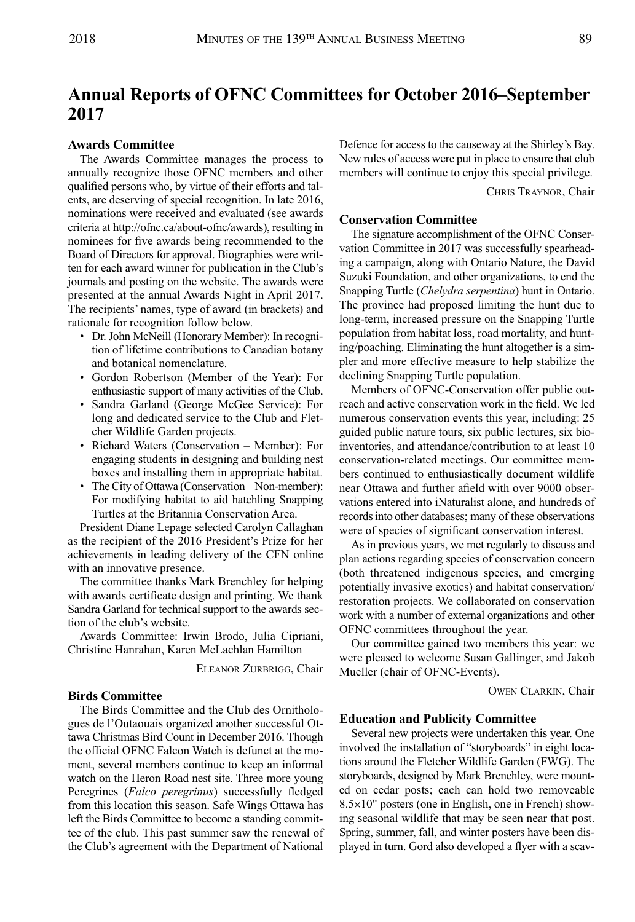# Annual Reports of OFNC Committees for October 2016–September 2017

## Awards Committee

The Awards Committee manages the process to annually recognize those OFNC members and other qualified persons who, by virtue of their efforts and talents, are deserving of special recognition. In late 2016, nominations were received and evaluated (see awards criteria at http://ofnc.ca/about-ofnc/awards), resulting in nominees for five awards being recommended to the Board of Directors for approval. Biographies were written for each award winner for publication in the Club's journals and posting on the website. The awards were presented at the annual Awards Night in April 2017. The recipients' names, type of award (in brackets) and rationale for recognition follow below.

- Dr. John McNeill (Honorary Member): In recognition of lifetime contributions to Canadian botany and botanical nomenclature.
- Gordon Robertson (Member of the Year): For enthusiastic support of many activities of the Club.
- Sandra Garland (George McGee Service): For long and dedicated service to the Club and Fletcher Wildlife Garden projects.
- Richard Waters (Conservation – Member): For engaging students in designing and building nest boxes and installing them in appropriate habitat.
- The City of Ottawa (Conservation – Non-member): For modifying habitat to aid hatchling Snapping Turtles at the Britannia Conservation Area.

President Diane Lepage selected Carolyn Callaghan as the recipient of the 2016 President's Prize for her achievements in leading delivery of the CFN online with an innovative presence.

The committee thanks Mark Brenchley for helping with awards certificate design and printing. We thank Sandra Garland for technical support to the awards section of the club's website.

Awards Committee: Irwin Brodo, Julia Cipriani, Christine Hanrahan, Karen McLachlan Hamilton

Eleanor Zurbrigg, Chair

## Birds Committee

The Birds Committee and the Club des Ornithologues de l'Outaouais organized another successful Ottawa Christmas Bird Count in December 2016. Though the official OFNC Falcon Watch is defunct at the moment, several members continue to keep an informal watch on the Heron Road nest site. Three more young Peregrines (*Falco peregrinus*) successfully fledged from this location this season. Safe Wings Ottawa has left the Birds Committee to become a standing committee of the club. This past summer saw the renewal of the Club's agreement with the Department of National Defence for access to the causeway at the Shirley's Bay. New rules of access were put in place to ensure that club members will continue to enjoy this special privilege.

Chris Traynor, Chair

## Conservation Committee

The signature accomplishment of the OFNC Conservation Committee in 2017 was successfully spearheading a campaign, along with Ontario Nature, the David Suzuki Foundation, and other organizations, to end the Snapping Turtle (*Chelydra serpentina*) hunt in Ontario. The province had proposed limiting the hunt due to long-term, increased pressure on the Snapping Turtle population from habitat loss, road mortality, and hunting/poaching. Eliminating the hunt altogether is a simpler and more effective measure to help stabilize the declining Snapping Turtle population.

Members of OFNC-Conservation offer public outreach and active conservation work in the field. We led numerous conservation events this year, including: 25 guided public nature tours, six public lectures, six bio-inventories, and attendance/contribution to at least 10 conservation-related meetings. Our committee members continued to enthusiastically document wildlife near Ottawa and further afield with over 9000 observations entered into iNaturalist alone, and hundreds of records into other databases; many of these observations were of species of significant conservation interest.

As in previous years, we met regularly to discuss and plan actions regarding species of conservation concern (both threatened indigenous species, and emerging potentially invasive exotics) and habitat conservation/restoration projects. We collaborated on conservation work with a number of external organizations and other OFNC committees throughout the year.

Our committee gained two members this year: we were pleased to welcome Susan Gallinger, and Jakob Mueller (chair of OFNC-Events).

Owen Clarkin, Chair

## Education and Publicity Committee

Several new projects were undertaken this year. One involved the installation of "storyboards" in eight locations around the Fletcher Wildlife Garden (FWG). The storyboards, designed by Mark Brenchley, were mounted on cedar posts; each can hold two removeable 8.5×10" posters (one in English, one in French) showing seasonal wildlife that may be seen near that post. Spring, summer, fall, and winter posters have been displayed in turn. Gord also developed a flyer with a scav-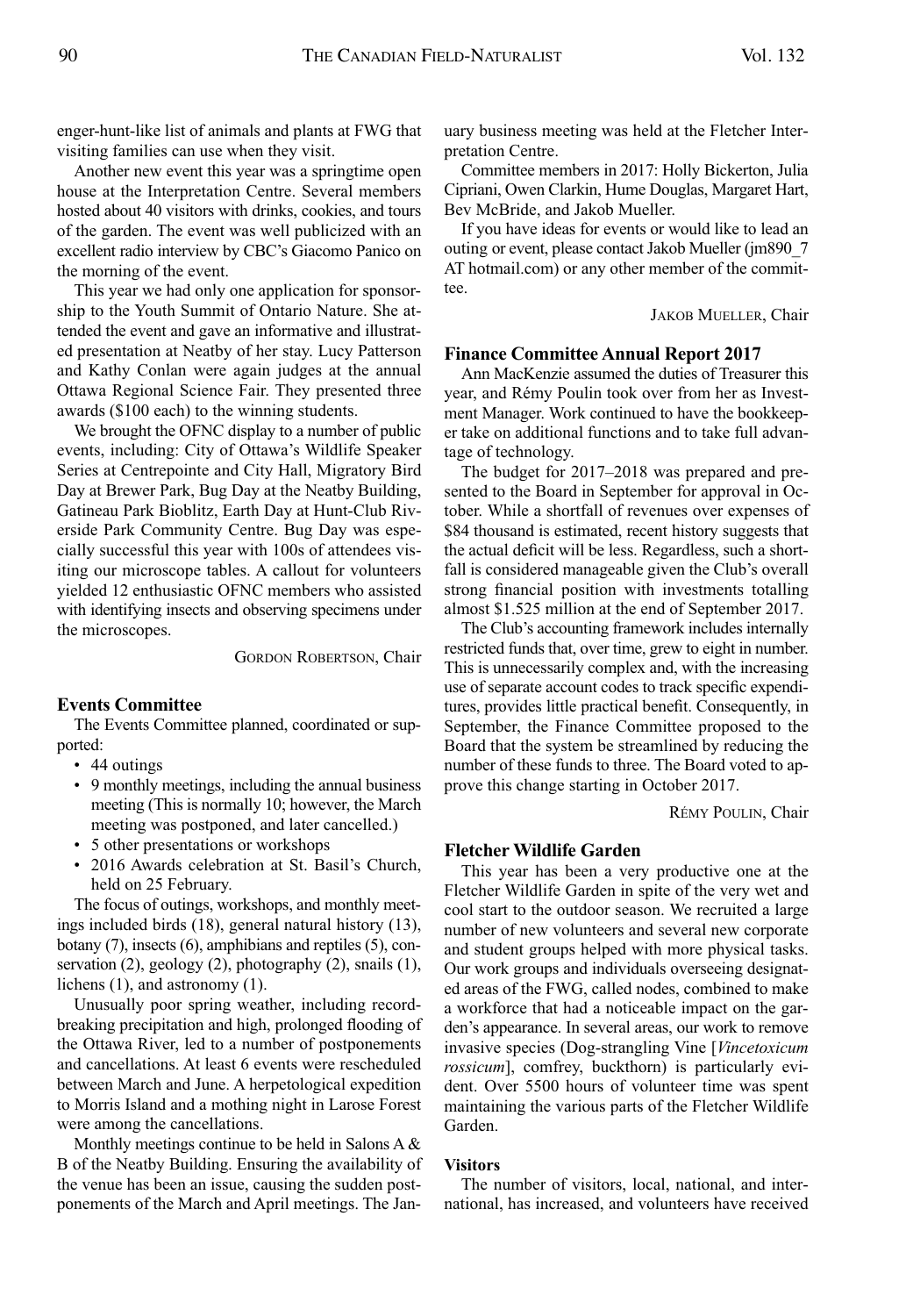enger-hunt-like list of animals and plants at FWG that visiting families can use when they visit.

Another new event this year was a springtime open house at the Interpretation Centre. Several members hosted about 40 visitors with drinks, cookies, and tours of the garden. The event was well publicized with an excellent radio interview by CBC's Giacomo Panico on the morning of the event.

This year we had only one application for sponsorship to the Youth Summit of Ontario Nature. She attended the event and gave an informative and illustrated presentation at Neatby of her stay. Lucy Patterson and Kathy Conlan were again judges at the annual Ottawa Regional Science Fair. They presented three awards ($100 each) to the winning students.

We brought the OFNC display to a number of public events, including: City of Ottawa's Wildlife Speaker Series at Centrepointe and City Hall, Migratory Bird Day at Brewer Park, Bug Day at the Neatby Building, Gatineau Park Bioblitz, Earth Day at Hunt-Club Riverside Park Community Centre. Bug Day was especially successful this year with 100s of attendees visiting our microscope tables. A callout for volunteers yielded 12 enthusiastic OFNC members who assisted with identifying insects and observing specimens under the microscopes.

Gordon Robertson, Chair

### Events Committee

The Events Committee planned, coordinated or supported:

- 44 outings
- 9 monthly meetings, including the annual business meeting (This is normally 10; however, the March meeting was postponed, and later cancelled.)
- 5 other presentations or workshops
- 2016 Awards celebration at St. Basil's Church, held on 25 February.

The focus of outings, workshops, and monthly meetings included birds (18), general natural history (13), botany (7), insects (6), amphibians and reptiles (5), conservation (2), geology (2), photography (2), snails (1), lichens (1), and astronomy (1).

Unusually poor spring weather, including record-breaking precipitation and high, prolonged flooding of the Ottawa River, led to a number of postponements and cancellations. At least 6 events were rescheduled between March and June. A herpetological expedition to Morris Island and a mothing night in Larose Forest were among the cancellations.

Monthly meetings continue to be held in Salons A & B of the Neatby Building. Ensuring the availability of the venue has been an issue, causing the sudden postponements of the March and April meetings. The January business meeting was held at the Fletcher Interpretation Centre.

Committee members in 2017: Holly Bickerton, Julia Cipriani, Owen Clarkin, Hume Douglas, Margaret Hart, Bev McBride, and Jakob Mueller.

If you have ideas for events or would like to lead an outing or event, please contact Jakob Mueller (jm890_7 AT hotmail.com) or any other member of the committee.

Jakob Mueller, Chair

### Finance Committee Annual Report 2017

Ann MacKenzie assumed the duties of Treasurer this year, and Rémy Poulin took over from her as Investment Manager. Work continued to have the bookkeeper take on additional functions and to take full advantage of technology.

The budget for 2017–2018 was prepared and presented to the Board in September for approval in October. While a shortfall of revenues over expenses of $84 thousand is estimated, recent history suggests that the actual deficit will be less. Regardless, such a shortfall is considered manageable given the Club's overall strong financial position with investments totalling almost $1.525 million at the end of September 2017.

The Club's accounting framework includes internally restricted funds that, over time, grew to eight in number. This is unnecessarily complex and, with the increasing use of separate account codes to track specific expenditures, provides little practical benefit. Consequently, in September, the Finance Committee proposed to the Board that the system be streamlined by reducing the number of these funds to three. The Board voted to approve this change starting in October 2017.

Rémy Poulin, Chair

### Fletcher Wildlife Garden

This year has been a very productive one at the Fletcher Wildlife Garden in spite of the very wet and cool start to the outdoor season. We recruited a large number of new volunteers and several new corporate and student groups helped with more physical tasks. Our work groups and individuals overseeing designated areas of the FWG, called nodes, combined to make a workforce that had a noticeable impact on the garden's appearance. In several areas, our work to remove invasive species (Dog-strangling Vine [*Vincetoxicum rossicum*], comfrey, buckthorn) is particularly evident. Over 5500 hours of volunteer time was spent maintaining the various parts of the Fletcher Wildlife Garden.

#### Visitors

The number of visitors, local, national, and international, has increased, and volunteers have received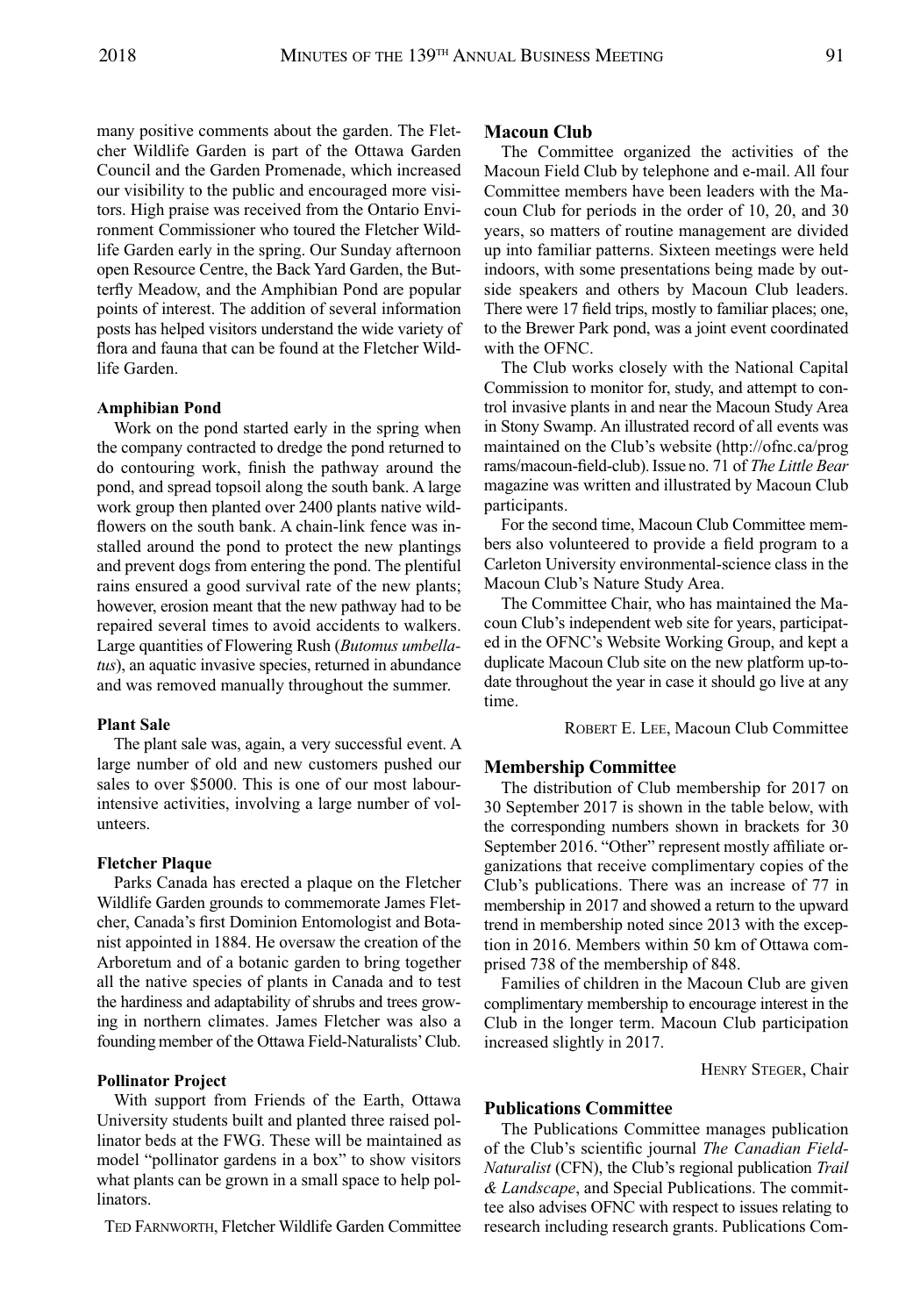many positive comments about the garden. The Fletcher Wildlife Garden is part of the Ottawa Garden Council and the Garden Promenade, which increased our visibility to the public and encouraged more visitors. High praise was received from the Ontario Environment Commissioner who toured the Fletcher Wildlife Garden early in the spring. Our Sunday afternoon open Resource Centre, the Back Yard Garden, the Butterfly Meadow, and the Amphibian Pond are popular points of interest. The addition of several information posts has helped visitors understand the wide variety of flora and fauna that can be found at the Fletcher Wildlife Garden.

#### Amphibian Pond

Work on the pond started early in the spring when the company contracted to dredge the pond returned to do contouring work, finish the pathway around the pond, and spread topsoil along the south bank. A large work group then planted over 2400 plants native wildflowers on the south bank. A chain-link fence was installed around the pond to protect the new plantings and prevent dogs from entering the pond. The plentiful rains ensured a good survival rate of the new plants; however, erosion meant that the new pathway had to be repaired several times to avoid accidents to walkers. Large quantities of Flowering Rush (*Butomus umbellatus*), an aquatic invasive species, returned in abundance and was removed manually throughout the summer.

#### Plant Sale

The plant sale was, again, a very successful event. A large number of old and new customers pushed our sales to over $5000. This is one of our most labour-intensive activities, involving a large number of volunteers.

#### Fletcher Plaque

Parks Canada has erected a plaque on the Fletcher Wildlife Garden grounds to commemorate James Fletcher, Canada's first Dominion Entomologist and Botanist appointed in 1884. He oversaw the creation of the Arboretum and of a botanic garden to bring together all the native species of plants in Canada and to test the hardiness and adaptability of shrubs and trees growing in northern climates. James Fletcher was also a founding member of the Ottawa Field-Naturalists' Club.

#### Pollinator Project

With support from Friends of the Earth, Ottawa University students built and planted three raised pollinator beds at the FWG. These will be maintained as model "pollinator gardens in a box" to show visitors what plants can be grown in a small space to help pollinators.

TED FARNWORTH, Fletcher Wildlife Garden Committee

### Macoun Club

The Committee organized the activities of the Macoun Field Club by telephone and e-mail. All four Committee members have been leaders with the Macoun Club for periods in the order of 10, 20, and 30 years, so matters of routine management are divided up into familiar patterns. Sixteen meetings were held indoors, with some presentations being made by outside speakers and others by Macoun Club leaders. There were 17 field trips, mostly to familiar places; one, to the Brewer Park pond, was a joint event coordinated with the OFNC.

The Club works closely with the National Capital Commission to monitor for, study, and attempt to control invasive plants in and near the Macoun Study Area in Stony Swamp. An illustrated record of all events was maintained on the Club's website (http://ofnc.ca/programs/macoun-field-club). Issue no. 71 of *The Little Bear* magazine was written and illustrated by Macoun Club participants.

For the second time, Macoun Club Committee members also volunteered to provide a field program to a Carleton University environmental-science class in the Macoun Club's Nature Study Area.

The Committee Chair, who has maintained the Macoun Club's independent web site for years, participated in the OFNC's Website Working Group, and kept a duplicate Macoun Club site on the new platform up-to-date throughout the year in case it should go live at any time.

ROBERT E. LEE, Macoun Club Committee

### Membership Committee

The distribution of Club membership for 2017 on 30 September 2017 is shown in the table below, with the corresponding numbers shown in brackets for 30 September 2016. "Other" represent mostly affiliate organizations that receive complimentary copies of the Club's publications. There was an increase of 77 in membership in 2017 and showed a return to the upward trend in membership noted since 2013 with the exception in 2016. Members within 50 km of Ottawa comprised 738 of the membership of 848.

Families of children in the Macoun Club are given complimentary membership to encourage interest in the Club in the longer term. Macoun Club participation increased slightly in 2017.

HENRY STEGER, Chair

### Publications Committee

The Publications Committee manages publication of the Club's scientific journal *The Canadian Field-Naturalist* (CFN), the Club's regional publication *Trail & Landscape*, and Special Publications. The committee also advises OFNC with respect to issues relating to research including research grants. Publications Com-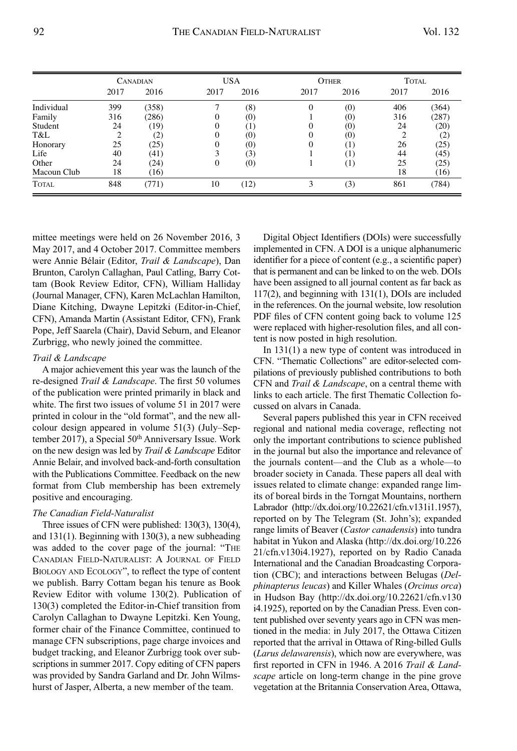| | Canadian | | USA | | Other | | Total | |
|---|---|---|---|---|---|---|---|---|
| | 2017 | 2016 | 2017 | 2016 | 2017 | 2016 | 2017 | 2016 |
| Individual | 399 | (358) | 7 | (8) | 0 | (0) | 406 | (364) |
| Family | 316 | (286) | 0 | (0) | 1 | (0) | 316 | (287) |
| Student | 24 | (19) | 0 | (1) | 0 | (0) | 24 | (20) |
| T&L | 2 | (2) | 0 | (0) | 0 | (0) | 2 | (2) |
| Honorary | 25 | (25) | 0 | (0) | 0 | (1) | 26 | (25) |
| Life | 40 | (41) | 3 | (3) | 1 | (1) | 44 | (45) |
| Other | 24 | (24) | 0 | (0) | 1 | (1) | 25 | (25) |
| Macoun Club | 18 | (16) | | | | | 18 | (16) |
| Total | 848 | (771) | 10 | (12) | 3 | (3) | 861 | (784) |

mittee meetings were held on 26 November 2016, 3 May 2017, and 4 October 2017. Committee members were Annie Bélair (Editor, *Trail & Landscape*), Dan Brunton, Carolyn Callaghan, Paul Catling, Barry Cottam (Book Review Editor, CFN), William Halliday (Journal Manager, CFN), Karen McLachlan Hamilton, Diane Kitching, Dwayne Lepitzki (Editor-in-Chief, CFN), Amanda Martin (Assistant Editor, CFN), Frank Pope, Jeff Saarela (Chair), David Seburn, and Eleanor Zurbrigg, who newly joined the committee.

*Trail & Landscape*

A major achievement this year was the launch of the re-designed *Trail & Landscape*. The first 50 volumes of the publication were printed primarily in black and white. The first two issues of volume 51 in 2017 were printed in colour in the "old format", and the new all-colour design appeared in volume 51(3) (July–September 2017), a Special 50th Anniversary Issue. Work on the new design was led by *Trail & Landscape* Editor Annie Belair, and involved back-and-forth consultation with the Publications Committee. Feedback on the new format from Club membership has been extremely positive and encouraging.

*The Canadian Field-Naturalist*

Three issues of CFN were published: 130(3), 130(4), and 131(1). Beginning with 130(3), a new subheading was added to the cover page of the journal: "The Canadian Field-Naturalist: A Journal of Field Biology and Ecology", to reflect the type of content we publish. Barry Cottam began his tenure as Book Review Editor with volume 130(2). Publication of 130(3) completed the Editor-in-Chief transition from Carolyn Callaghan to Dwayne Lepitzki. Ken Young, former chair of the Finance Committee, continued to manage CFN subscriptions, page charge invoices and budget tracking, and Eleanor Zurbrigg took over subscriptions in summer 2017. Copy editing of CFN papers was provided by Sandra Garland and Dr. John Wilmshurst of Jasper, Alberta, a new member of the team.

Digital Object Identifiers (DOIs) were successfully implemented in CFN. A DOI is a unique alphanumeric identifier for a piece of content (e.g., a scientific paper) that is permanent and can be linked to on the web. DOIs have been assigned to all journal content as far back as 117(2), and beginning with 131(1), DOIs are included in the references. On the journal website, low resolution PDF files of CFN content going back to volume 125 were replaced with higher-resolution files, and all content is now posted in high resolution.

In 131(1) a new type of content was introduced in CFN. "Thematic Collections" are editor-selected compilations of previously published contributions to both CFN and *Trail & Landscape*, on a central theme with links to each article. The first Thematic Collection focussed on alvars in Canada.

Several papers published this year in CFN received regional and national media coverage, reflecting not only the important contributions to science published in the journal but also the importance and relevance of the journals content—and the Club as a whole—to broader society in Canada. These papers all deal with issues related to climate change: expanded range limits of boreal birds in the Torngat Mountains, northern Labrador (http://dx.doi.org/10.22621/cfn.v131i1.1957), reported on by The Telegram (St. John's); expanded range limits of Beaver (*Castor canadensis*) into tundra habitat in Yukon and Alaska (http://dx.doi.org/10.22621/cfn.v130i4.1927), reported on by Radio Canada International and the Canadian Broadcasting Corporation (CBC); and interactions between Belugas (*Delphinapterus leucas*) and Killer Whales (*Orcinus orca*) in Hudson Bay (http://dx.doi.org/10.22621/cfn.v130i4.1925), reported on by the Canadian Press. Even content published over seventy years ago in CFN was mentioned in the media: in July 2017, the Ottawa Citizen reported that the arrival in Ottawa of Ring-billed Gulls (*Larus delawarensis*), which now are everywhere, was first reported in CFN in 1946. A 2016 *Trail & Landscape* article on long-term change in the pine grove vegetation at the Britannia Conservation Area, Ottawa,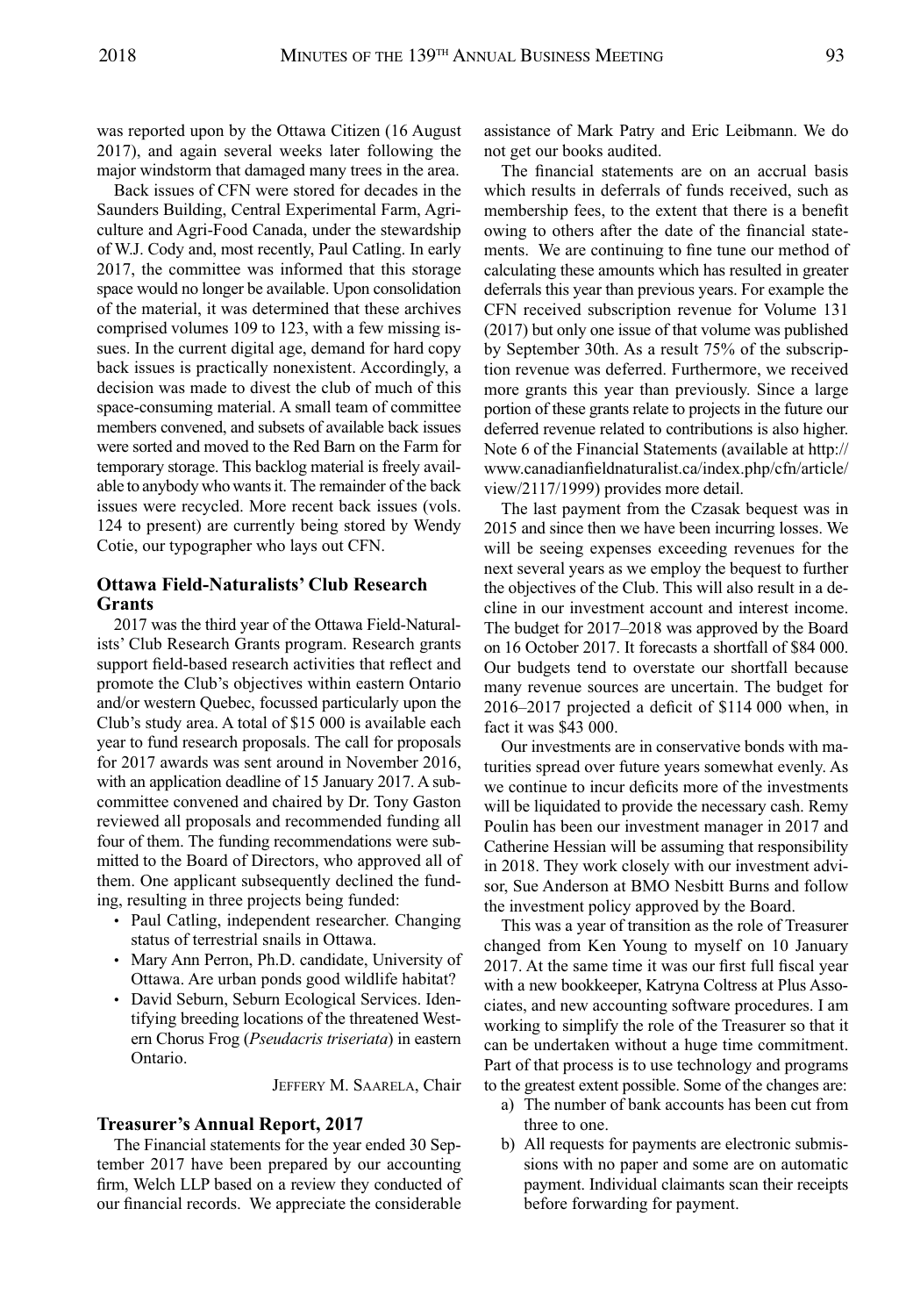was reported upon by the Ottawa Citizen (16 August 2017), and again several weeks later following the major windstorm that damaged many trees in the area.

Back issues of CFN were stored for decades in the Saunders Building, Central Experimental Farm, Agriculture and Agri-Food Canada, under the stewardship of W.J. Cody and, most recently, Paul Catling. In early 2017, the committee was informed that this storage space would no longer be available. Upon consolidation of the material, it was determined that these archives comprised volumes 109 to 123, with a few missing issues. In the current digital age, demand for hard copy back issues is practically nonexistent. Accordingly, a decision was made to divest the club of much of this space-consuming material. A small team of committee members convened, and subsets of available back issues were sorted and moved to the Red Barn on the Farm for temporary storage. This backlog material is freely available to anybody who wants it. The remainder of the back issues were recycled. More recent back issues (vols. 124 to present) are currently being stored by Wendy Cotie, our typographer who lays out CFN.

### Ottawa Field-Naturalists' Club Research Grants

2017 was the third year of the Ottawa Field-Naturalists' Club Research Grants program. Research grants support field-based research activities that reflect and promote the Club's objectives within eastern Ontario and/or western Quebec, focussed particularly upon the Club's study area. A total of $15 000 is available each year to fund research proposals. The call for proposals for 2017 awards was sent around in November 2016, with an application deadline of 15 January 2017. A subcommittee convened and chaired by Dr. Tony Gaston reviewed all proposals and recommended funding all four of them. The funding recommendations were submitted to the Board of Directors, who approved all of them. One applicant subsequently declined the funding, resulting in three projects being funded:

- Paul Catling, independent researcher. Changing status of terrestrial snails in Ottawa.
- Mary Ann Perron, Ph.D. candidate, University of Ottawa. Are urban ponds good wildlife habitat?
- David Seburn, Seburn Ecological Services. Identifying breeding locations of the threatened Western Chorus Frog (*Pseudacris triseriata*) in eastern Ontario.

Jeffery M. Saarela, Chair

### Treasurer's Annual Report, 2017

The Financial statements for the year ended 30 September 2017 have been prepared by our accounting firm, Welch LLP based on a review they conducted of our financial records. We appreciate the considerable assistance of Mark Patry and Eric Leibmann. We do not get our books audited.

The financial statements are on an accrual basis which results in deferrals of funds received, such as membership fees, to the extent that there is a benefit owing to others after the date of the financial statements. We are continuing to fine tune our method of calculating these amounts which has resulted in greater deferrals this year than previous years. For example the CFN received subscription revenue for Volume 131 (2017) but only one issue of that volume was published by September 30th. As a result 75% of the subscription revenue was deferred. Furthermore, we received more grants this year than previously. Since a large portion of these grants relate to projects in the future our deferred revenue related to contributions is also higher. Note 6 of the Financial Statements (available at http://www.canadianfieldnaturalist.ca/index.php/cfn/article/view/2117/1999) provides more detail.

The last payment from the Czasak bequest was in 2015 and since then we have been incurring losses. We will be seeing expenses exceeding revenues for the next several years as we employ the bequest to further the objectives of the Club. This will also result in a decline in our investment account and interest income. The budget for 2017–2018 was approved by the Board on 16 October 2017. It forecasts a shortfall of $84 000. Our budgets tend to overstate our shortfall because many revenue sources are uncertain. The budget for 2016–2017 projected a deficit of $114 000 when, in fact it was $43 000.

Our investments are in conservative bonds with maturities spread over future years somewhat evenly. As we continue to incur deficits more of the investments will be liquidated to provide the necessary cash. Remy Poulin has been our investment manager in 2017 and Catherine Hessian will be assuming that responsibility in 2018. They work closely with our investment advisor, Sue Anderson at BMO Nesbitt Burns and follow the investment policy approved by the Board.

This was a year of transition as the role of Treasurer changed from Ken Young to myself on 10 January 2017. At the same time it was our first full fiscal year with a new bookkeeper, Katryna Coltress at Plus Associates, and new accounting software procedures. I am working to simplify the role of the Treasurer so that it can be undertaken without a huge time commitment. Part of that process is to use technology and programs to the greatest extent possible. Some of the changes are:

a) The number of bank accounts has been cut from three to one.
b) All requests for payments are electronic submissions with no paper and some are on automatic payment. Individual claimants scan their receipts before forwarding for payment.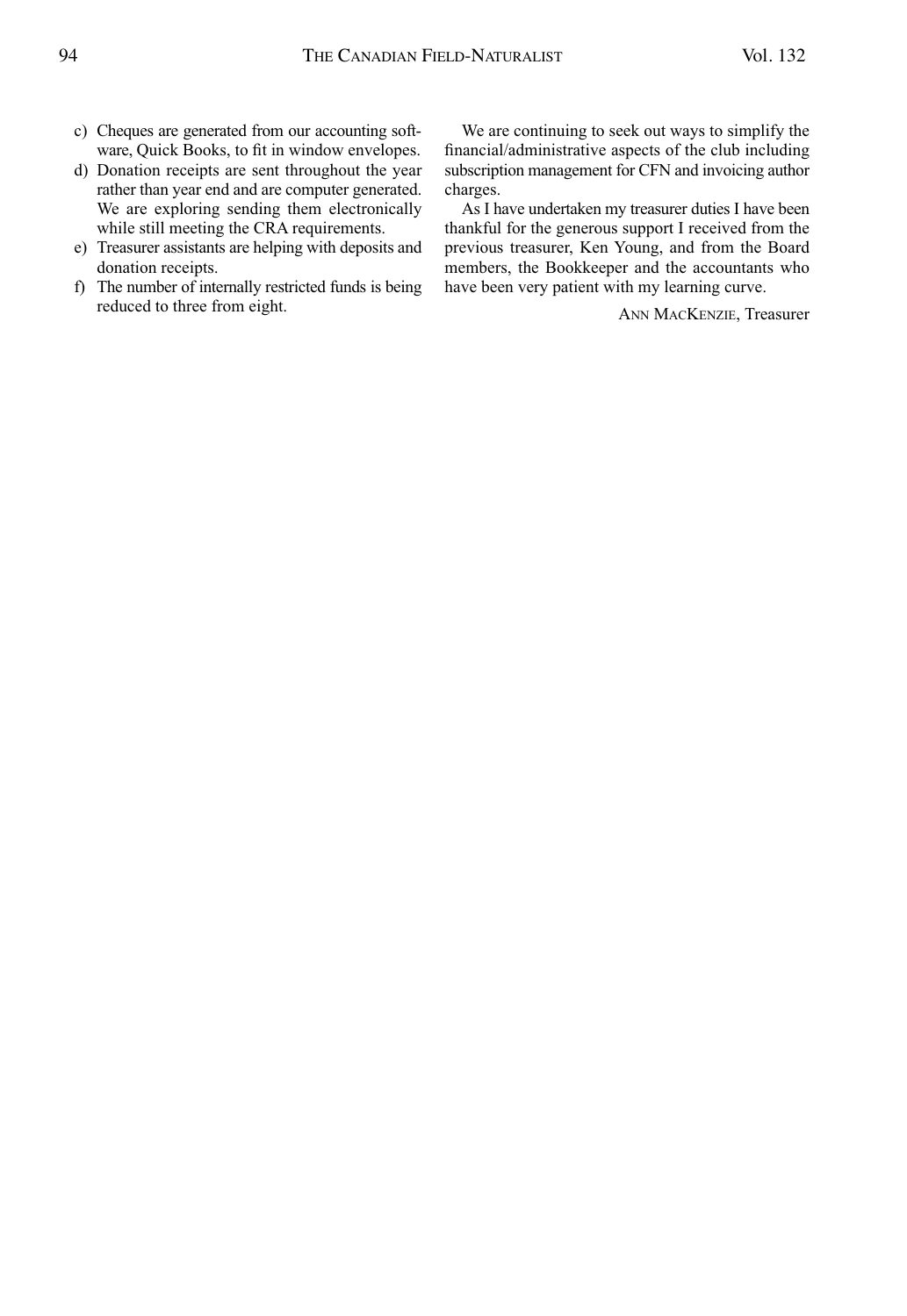c) Cheques are generated from our accounting software, Quick Books, to fit in window envelopes.
d) Donation receipts are sent throughout the year rather than year end and are computer generated. We are exploring sending them electronically while still meeting the CRA requirements.
e) Treasurer assistants are helping with deposits and donation receipts.
f) The number of internally restricted funds is being reduced to three from eight.

We are continuing to seek out ways to simplify the financial/administrative aspects of the club including subscription management for CFN and invoicing author charges.

As I have undertaken my treasurer duties I have been thankful for the generous support I received from the previous treasurer, Ken Young, and from the Board members, the Bookkeeper and the accountants who have been very patient with my learning curve.

Ann MacKenzie, Treasurer